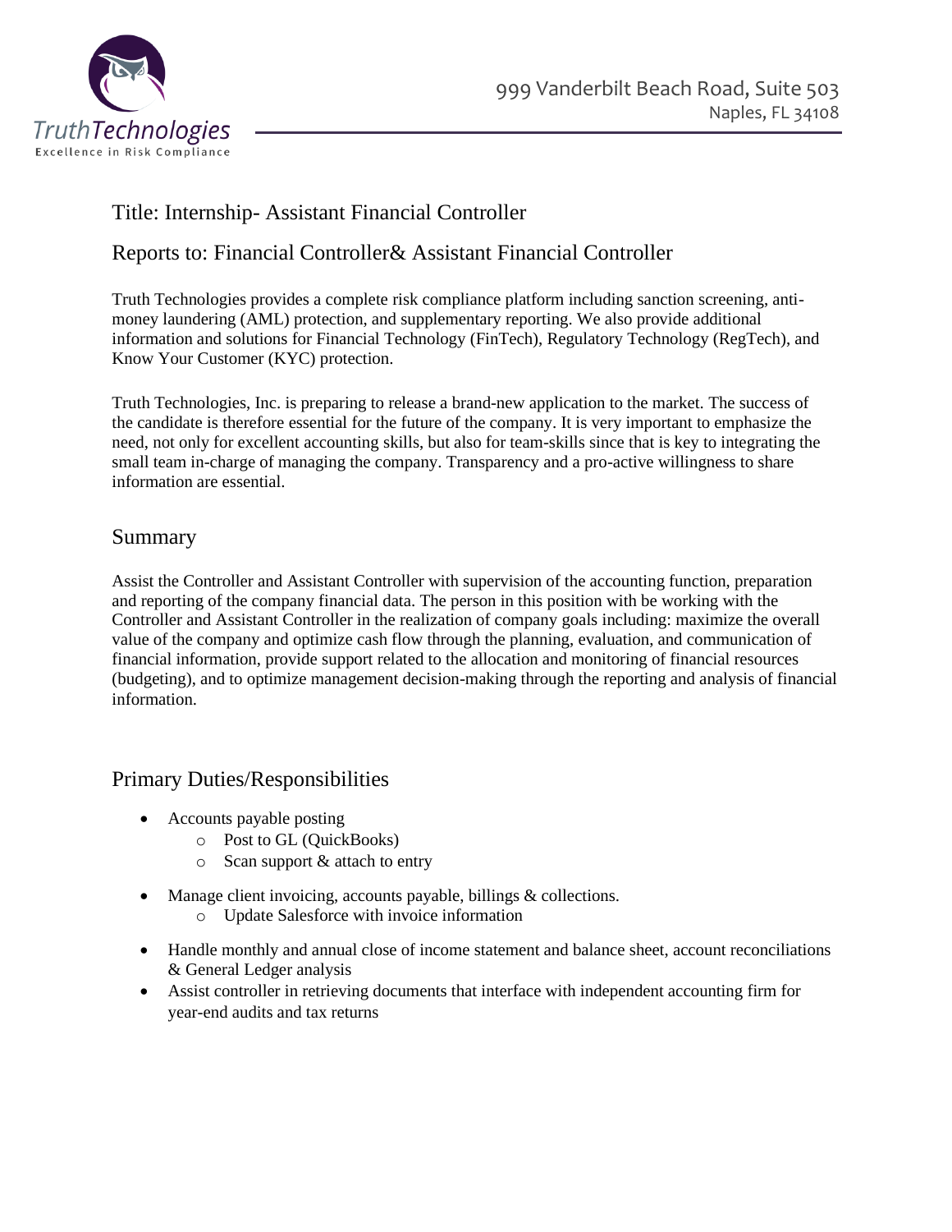TruthTechnologies
Excellence in Risk Compliance

999 Vanderbilt Beach Road, Suite 503
Naples, FL 34108

## Title: Internship- Assistant Financial Controller

## Reports to: Financial Controller& Assistant Financial Controller

Truth Technologies provides a complete risk compliance platform including sanction screening, anti-money laundering (AML) protection, and supplementary reporting. We also provide additional information and solutions for Financial Technology (FinTech), Regulatory Technology (RegTech), and Know Your Customer (KYC) protection.

Truth Technologies, Inc. is preparing to release a brand-new application to the market. The success of the candidate is therefore essential for the future of the company. It is very important to emphasize the need, not only for excellent accounting skills, but also for team-skills since that is key to integrating the small team in-charge of managing the company. Transparency and a pro-active willingness to share information are essential.

## Summary

Assist the Controller and Assistant Controller with supervision of the accounting function, preparation and reporting of the company financial data. The person in this position with be working with the Controller and Assistant Controller in the realization of company goals including: maximize the overall value of the company and optimize cash flow through the planning, evaluation, and communication of financial information, provide support related to the allocation and monitoring of financial resources (budgeting), and to optimize management decision-making through the reporting and analysis of financial information.

## Primary Duties/Responsibilities

- Accounts payable posting
  - Post to GL (QuickBooks)
  - Scan support & attach to entry
- Manage client invoicing, accounts payable, billings & collections.
  - Update Salesforce with invoice information
- Handle monthly and annual close of income statement and balance sheet, account reconciliations & General Ledger analysis
- Assist controller in retrieving documents that interface with independent accounting firm for year-end audits and tax returns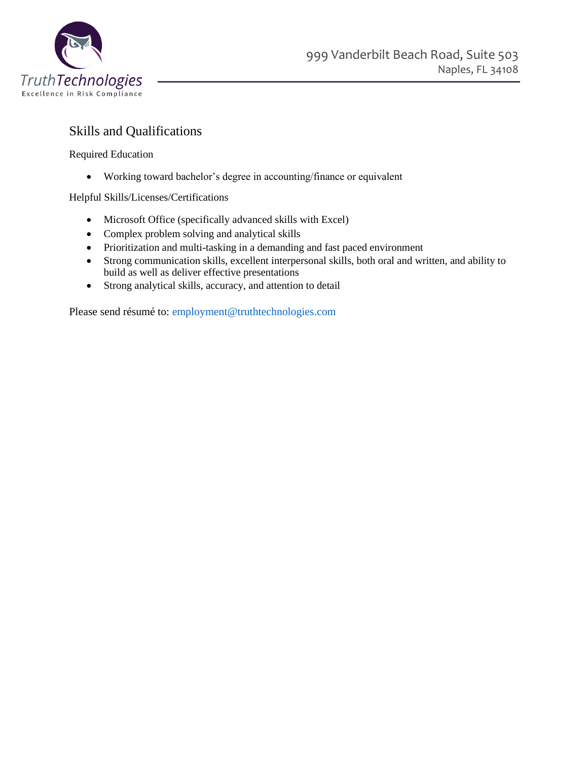## Skills and Qualifications

Required Education

- Working toward bachelor's degree in accounting/finance or equivalent

Helpful Skills/Licenses/Certifications

- Microsoft Office (specifically advanced skills with Excel)
- Complex problem solving and analytical skills
- Prioritization and multi-tasking in a demanding and fast paced environment
- Strong communication skills, excellent interpersonal skills, both oral and written, and ability to build as well as deliver effective presentations
- Strong analytical skills, accuracy, and attention to detail

Please send résumé to: employment@truthtechnologies.com